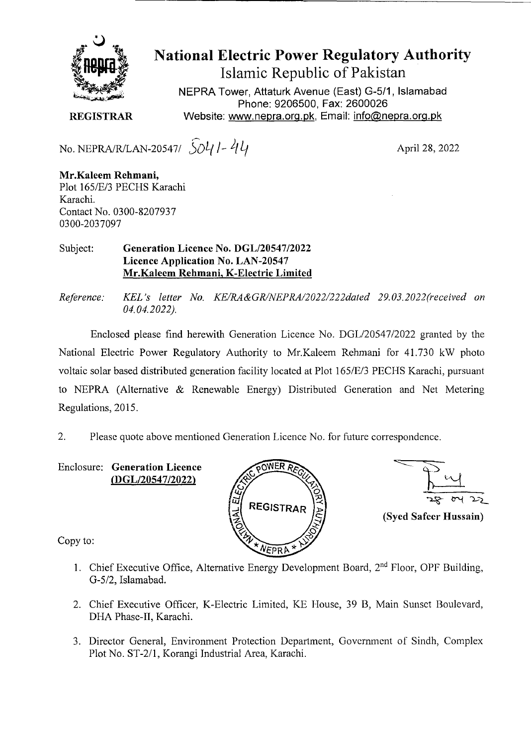# National Electric Power Regulatory Authority

Islamic Republic of Pakistan

NEPRA Tower, Attaturk Avenue (East) G-5/1, Islamabad
Phone: 9206500, Fax: 2600026
Website: www.nepra.org.pk, Email: info@nepra.org.pk

**REGISTRAR**

No. NEPRA/R/LAN-20547/ 5041-44

April 28, 2022

**Mr.Kaleem Rehmani,**
Plot 165/E/3 PECHS Karachi
Karachi.
Contact No. 0300-8207937
0300-2037097

Subject: **Generation Licence No. DGL/20547/2022**
**Licence Application No. LAN-20547**
**Mr.Kaleem Rehmani, K-Electric Limited**

*Reference: KEL's letter No. KE/RA&GR/NEPRA/2022/222dated 29.03.2022(received on 04.04.2022).*

Enclosed please find herewith Generation Licence No. DGL/20547/2022 granted by the National Electric Power Regulatory Authority to Mr.Kaleem Rehmani for 41.730 kW photo voltaic solar based distributed generation facility located at Plot 165/E/3 PECHS Karachi, pursuant to NEPRA (Alternative & Renewable Energy) Distributed Generation and Net Metering Regulations, 2015.

2. Please quote above mentioned Generation Licence No. for future correspondence.

Enclosure: **Generation Licence**
**(DGL/20547/2022)**

28 04 22

**(Syed Safeer Hussain)**

Copy to:

1. Chief Executive Office, Alternative Energy Development Board, 2nd Floor, OPF Building, G-5/2, Islamabad.
2. Chief Executive Officer, K-Electric Limited, KE House, 39 B, Main Sunset Boulevard, DHA Phase-II, Karachi.
3. Director General, Environment Protection Department, Government of Sindh, Complex Plot No. ST-2/1, Korangi Industrial Area, Karachi.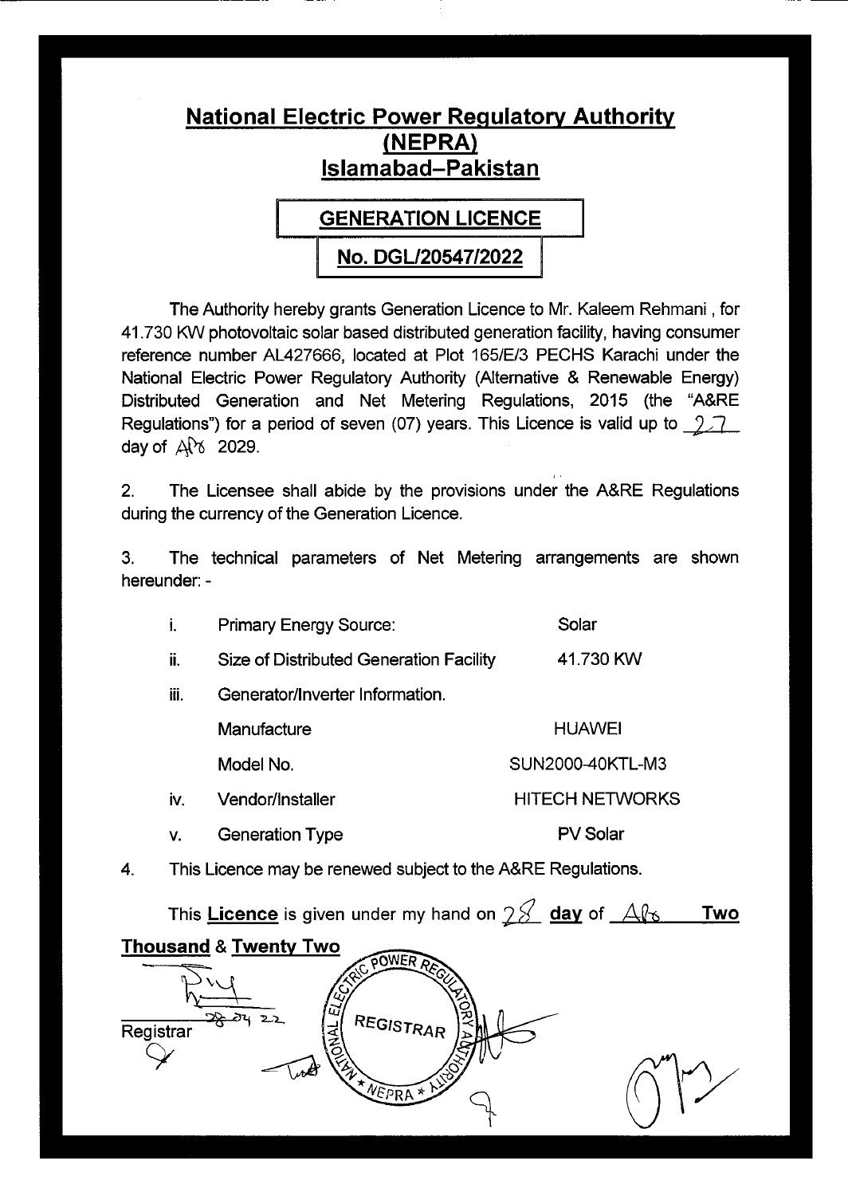# National Electric Power Regulatory Authority (NEPRA) Islamabad–Pakistan

## GENERATION LICENCE

## No. DGL/20547/2022

The Authority hereby grants Generation Licence to Mr. Kaleem Rehmani , for 41.730 KW photovoltaic solar based distributed generation facility, having consumer reference number AL427666, located at Plot 165/E/3 PECHS Karachi under the National Electric Power Regulatory Authority (Alternative & Renewable Energy) Distributed Generation and Net Metering Regulations, 2015 (the "A&RE Regulations") for a period of seven (07) years. This Licence is valid up to 27 day of Apr 2029.

2. The Licensee shall abide by the provisions under the A&RE Regulations during the currency of the Generation Licence.

3. The technical parameters of Net Metering arrangements are shown hereunder: -

| | | |
|---|---|---|
| i. | Primary Energy Source: | Solar |
| ii. | Size of Distributed Generation Facility | 41.730 KW |
| iii. | Generator/Inverter Information. | |
| | Manufacture | HUAWEI |
| | Model No. | SUN2000-40KTL-M3 |
| iv. | Vendor/Installer | HITECH NETWORKS |
| v. | Generation Type | PV Solar |

4. This Licence may be renewed subject to the A&RE Regulations.

This **Licence** is given under my hand on 28 **day** of Apr **Two Thousand** & **Twenty Two**

28-04-22

Registrar

NATIONAL ELECTRIC POWER REGULATORY AUTHORITY
REGISTRAR
NEPRA